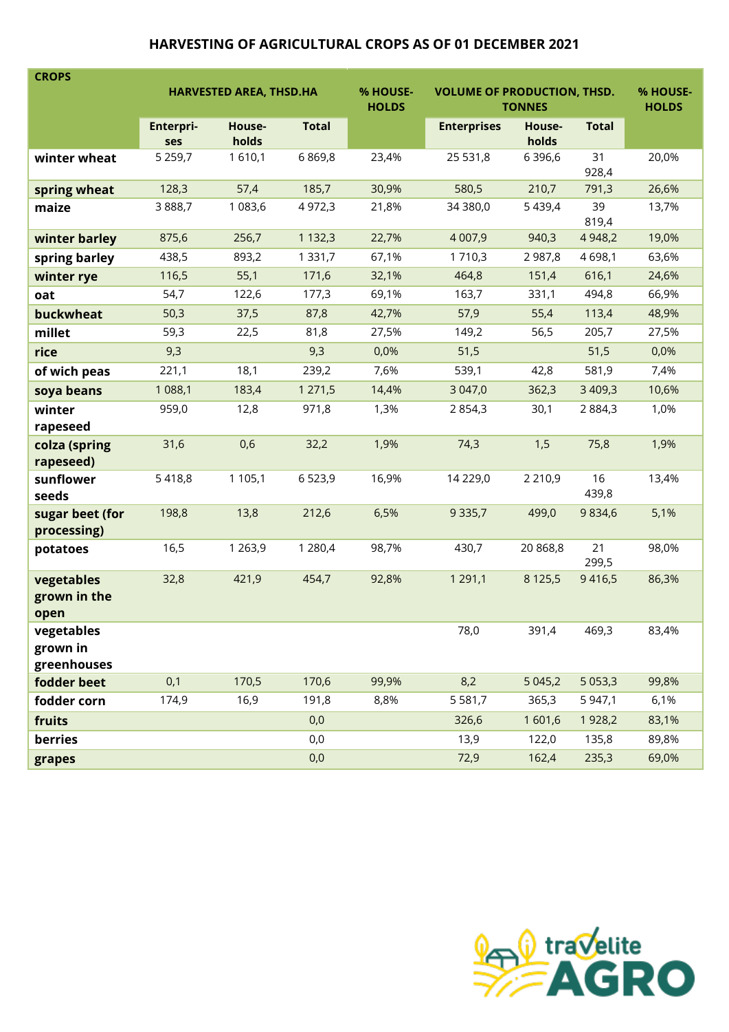## HARVESTING OF AGRICULTURAL CROPS AS OF 01 DECEMBER 2021

| CROPS | HARVESTED AREA, THSD.HA | | | % HOUSE-HOLDS | VOLUME OF PRODUCTION, THSD. TONNES | | | % HOUSE-HOLDS |
|---|---|---|---|---|---|---|---|---|
| | Enterprises | Households | Total | | Enterprises | Households | Total | |
| winter wheat | 5 259,7 | 1 610,1 | 6 869,8 | 23,4% | 25 531,8 | 6 396,6 | 31 928,4 | 20,0% |
| spring wheat | 128,3 | 57,4 | 185,7 | 30,9% | 580,5 | 210,7 | 791,3 | 26,6% |
| maize | 3 888,7 | 1 083,6 | 4 972,3 | 21,8% | 34 380,0 | 5 439,4 | 39 819,4 | 13,7% |
| winter barley | 875,6 | 256,7 | 1 132,3 | 22,7% | 4 007,9 | 940,3 | 4 948,2 | 19,0% |
| spring barley | 438,5 | 893,2 | 1 331,7 | 67,1% | 1 710,3 | 2 987,8 | 4 698,1 | 63,6% |
| winter rye | 116,5 | 55,1 | 171,6 | 32,1% | 464,8 | 151,4 | 616,1 | 24,6% |
| oat | 54,7 | 122,6 | 177,3 | 69,1% | 163,7 | 331,1 | 494,8 | 66,9% |
| buckwheat | 50,3 | 37,5 | 87,8 | 42,7% | 57,9 | 55,4 | 113,4 | 48,9% |
| millet | 59,3 | 22,5 | 81,8 | 27,5% | 149,2 | 56,5 | 205,7 | 27,5% |
| rice | 9,3 | | 9,3 | 0,0% | 51,5 | | 51,5 | 0,0% |
| of wich peas | 221,1 | 18,1 | 239,2 | 7,6% | 539,1 | 42,8 | 581,9 | 7,4% |
| soya beans | 1 088,1 | 183,4 | 1 271,5 | 14,4% | 3 047,0 | 362,3 | 3 409,3 | 10,6% |
| winter rapeseed | 959,0 | 12,8 | 971,8 | 1,3% | 2 854,3 | 30,1 | 2 884,3 | 1,0% |
| colza (spring rapeseed) | 31,6 | 0,6 | 32,2 | 1,9% | 74,3 | 1,5 | 75,8 | 1,9% |
| sunflower seeds | 5 418,8 | 1 105,1 | 6 523,9 | 16,9% | 14 229,0 | 2 210,9 | 16 439,8 | 13,4% |
| sugar beet (for processing) | 198,8 | 13,8 | 212,6 | 6,5% | 9 335,7 | 499,0 | 9 834,6 | 5,1% |
| potatoes | 16,5 | 1 263,9 | 1 280,4 | 98,7% | 430,7 | 20 868,8 | 21 299,5 | 98,0% |
| vegetables grown in the open | 32,8 | 421,9 | 454,7 | 92,8% | 1 291,1 | 8 125,5 | 9 416,5 | 86,3% |
| vegetables grown in greenhouses | | | | | 78,0 | 391,4 | 469,3 | 83,4% |
| fodder beet | 0,1 | 170,5 | 170,6 | 99,9% | 8,2 | 5 045,2 | 5 053,3 | 99,8% |
| fodder corn | 174,9 | 16,9 | 191,8 | 8,8% | 5 581,7 | 365,3 | 5 947,1 | 6,1% |
| fruits | | | 0,0 | | 326,6 | 1 601,6 | 1 928,2 | 83,1% |
| berries | | | 0,0 | | 13,9 | 122,0 | 135,8 | 89,8% |
| grapes | | | 0,0 | | 72,9 | 162,4 | 235,3 | 69,0% |

travelite AGRO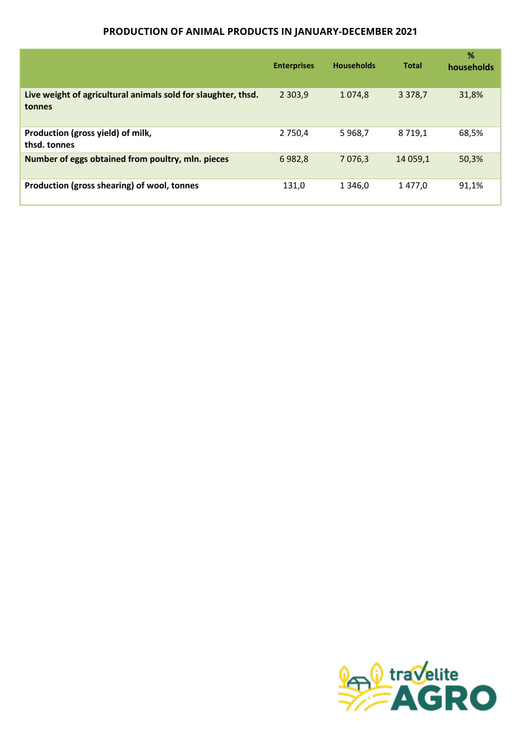**PRODUCTION OF ANIMAL PRODUCTS IN JANUARY-DECEMBER 2021**

| | Enterprises | Households | Total | % households |
|---|---|---|---|---|
| **Live weight of agricultural animals sold for slaughter, thsd. tonnes** | 2 303,9 | 1 074,8 | 3 378,7 | 31,8% |
| **Production (gross yield) of milk, thsd. tonnes** | 2 750,4 | 5 968,7 | 8 719,1 | 68,5% |
| **Number of eggs obtained from poultry, mln. pieces** | 6 982,8 | 7 076,3 | 14 059,1 | 50,3% |
| **Production (gross shearing) of wool, tonnes** | 131,0 | 1 346,0 | 1 477,0 | 91,1% |

travelite AGRO